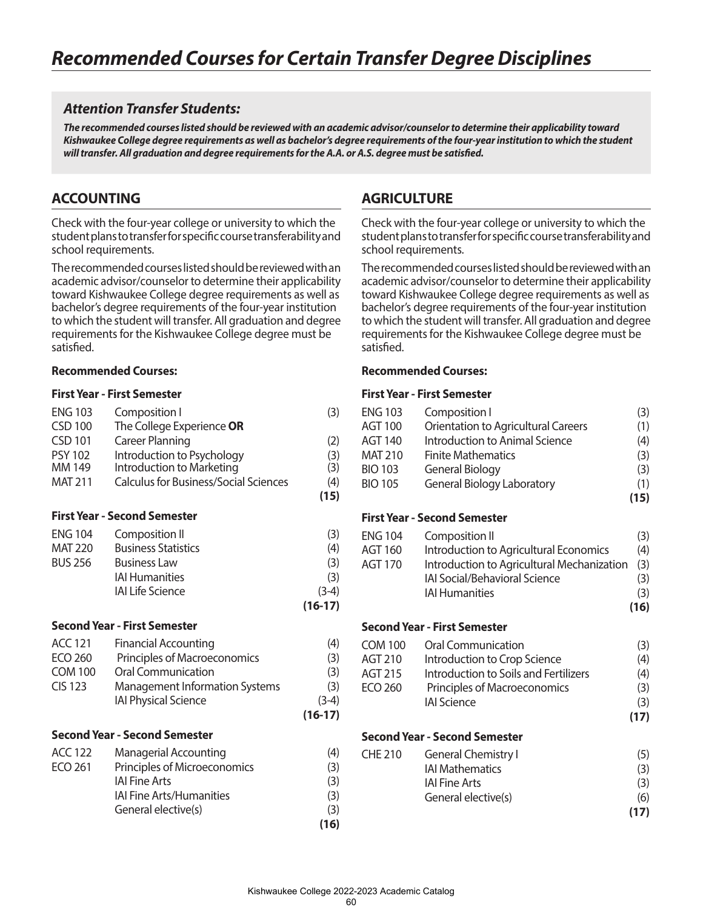# Recommended Courses for Certain Transfer Degree Disciplines

### *Attention Transfer Students:*

***The recommended courses listed should be reviewed with an academic advisor/counselor to determine their applicability toward Kishwaukee College degree requirements as well as bachelor's degree requirements of the four-year institution to which the student will transfer. All graduation and degree requirements for the A.A. or A.S. degree must be satisfied.***

## ACCOUNTING

Check with the four-year college or university to which the student plans to transfer for specific course transferability and school requirements.

The recommended courses listed should be reviewed with an academic advisor/counselor to determine their applicability toward Kishwaukee College degree requirements as well as bachelor's degree requirements of the four-year institution to which the student will transfer. All graduation and degree requirements for the Kishwaukee College degree must be satisfied.

**Recommended Courses:**

**First Year - First Semester**

| | | |
|---|---|---|
| ENG 103 | Composition I | (3) |
| CSD 100 | The College Experience **OR** | |
| CSD 101 | Career Planning | (2) |
| PSY 102 | Introduction to Psychology | (3) |
| MM 149 | Introduction to Marketing | (3) |
| MAT 211 | Calculus for Business/Social Sciences | (4) |
| | | **(15)** |

**First Year - Second Semester**

| | | |
|---|---|---|
| ENG 104 | Composition II | (3) |
| MAT 220 | Business Statistics | (4) |
| BUS 256 | Business Law | (3) |
| | IAI Humanities | (3) |
| | IAI Life Science | (3-4) |
| | | **(16-17)** |

**Second Year - First Semester**

| | | |
|---|---|---|
| ACC 121 | Financial Accounting | (4) |
| ECO 260 | Principles of Macroeconomics | (3) |
| COM 100 | Oral Communication | (3) |
| CIS 123 | Management Information Systems | (3) |
| | IAI Physical Science | (3-4) |
| | | **(16-17)** |

**Second Year - Second Semester**

| | | |
|---|---|---|
| ACC 122 | Managerial Accounting | (4) |
| ECO 261 | Principles of Microeconomics | (3) |
| | IAI Fine Arts | (3) |
| | IAI Fine Arts/Humanities | (3) |
| | General elective(s) | (3) |
| | | **(16)** |

## AGRICULTURE

Check with the four-year college or university to which the student plans to transfer for specific course transferability and school requirements.

The recommended courses listed should be reviewed with an academic advisor/counselor to determine their applicability toward Kishwaukee College degree requirements as well as bachelor's degree requirements of the four-year institution to which the student will transfer. All graduation and degree requirements for the Kishwaukee College degree must be satisfied.

**Recommended Courses:**

**First Year - First Semester**

| | | |
|---|---|---|
| ENG 103 | Composition I | (3) |
| AGT 100 | Orientation to Agricultural Careers | (1) |
| AGT 140 | Introduction to Animal Science | (4) |
| MAT 210 | Finite Mathematics | (3) |
| BIO 103 | General Biology | (3) |
| BIO 105 | General Biology Laboratory | (1) |
| | | **(15)** |

**First Year - Second Semester**

| | | |
|---|---|---|
| ENG 104 | Composition II | (3) |
| AGT 160 | Introduction to Agricultural Economics | (4) |
| AGT 170 | Introduction to Agricultural Mechanization | (3) |
| | IAI Social/Behavioral Science | (3) |
| | IAI Humanities | (3) |
| | | **(16)** |

**Second Year - First Semester**

| | | |
|---|---|---|
| COM 100 | Oral Communication | (3) |
| AGT 210 | Introduction to Crop Science | (4) |
| AGT 215 | Introduction to Soils and Fertilizers | (4) |
| ECO 260 | Principles of Macroeconomics | (3) |
| | IAI Science | (3) |
| | | **(17)** |

**Second Year - Second Semester**

| | | |
|---|---|---|
| CHE 210 | General Chemistry I | (5) |
| | IAI Mathematics | (3) |
| | IAI Fine Arts | (3) |
| | General elective(s) | (6) |
| | | **(17)** |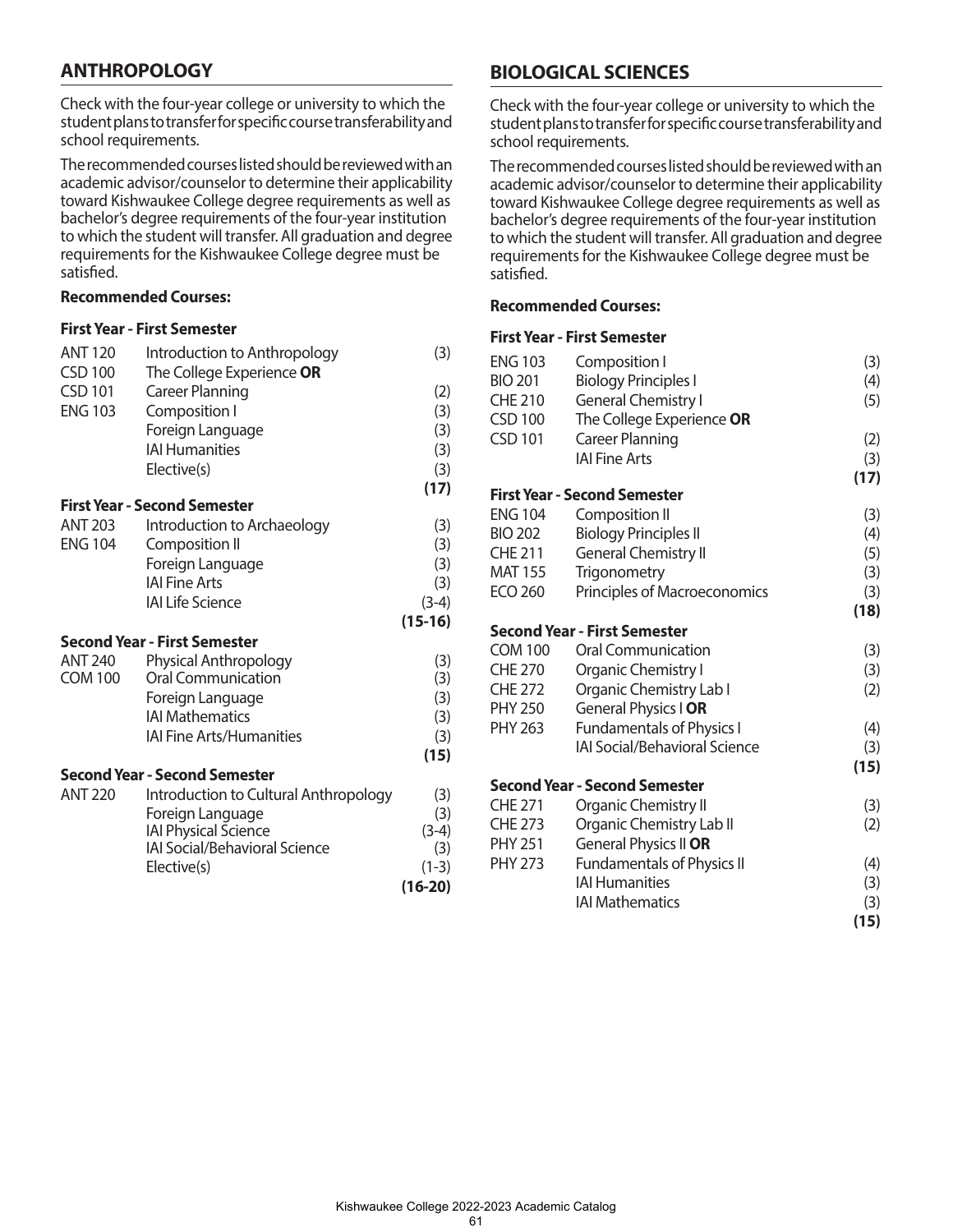## ANTHROPOLOGY

Check with the four-year college or university to which the student plans to transfer for specific course transferability and school requirements.

The recommended courses listed should be reviewed with an academic advisor/counselor to determine their applicability toward Kishwaukee College degree requirements as well as bachelor's degree requirements of the four-year institution to which the student will transfer. All graduation and degree requirements for the Kishwaukee College degree must be satisfied.

**Recommended Courses:**

**First Year - First Semester**

| | | |
|---|---|---|
| ANT 120 | Introduction to Anthropology | (3) |
| CSD 100 | The College Experience **OR** | |
| CSD 101 | Career Planning | (2) |
| ENG 103 | Composition I | (3) |
| | Foreign Language | (3) |
| | IAI Humanities | (3) |
| | Elective(s) | (3) |
| | | **(17)** |

**First Year - Second Semester**

| | | |
|---|---|---|
| ANT 203 | Introduction to Archaeology | (3) |
| ENG 104 | Composition II | (3) |
| | Foreign Language | (3) |
| | IAI Fine Arts | (3) |
| | IAI Life Science | (3-4) |
| | | **(15-16)** |

**Second Year - First Semester**

| | | |
|---|---|---|
| ANT 240 | Physical Anthropology | (3) |
| COM 100 | Oral Communication | (3) |
| | Foreign Language | (3) |
| | IAI Mathematics | (3) |
| | IAI Fine Arts/Humanities | (3) |
| | | **(15)** |

**Second Year - Second Semester**

| | | |
|---|---|---|
| ANT 220 | Introduction to Cultural Anthropology | (3) |
| | Foreign Language | (3) |
| | IAI Physical Science | (3-4) |
| | IAI Social/Behavioral Science | (3) |
| | Elective(s) | (1-3) |
| | | **(16-20)** |

## BIOLOGICAL SCIENCES

Check with the four-year college or university to which the student plans to transfer for specific course transferability and school requirements.

The recommended courses listed should be reviewed with an academic advisor/counselor to determine their applicability toward Kishwaukee College degree requirements as well as bachelor's degree requirements of the four-year institution to which the student will transfer. All graduation and degree requirements for the Kishwaukee College degree must be satisfied.

**Recommended Courses:**

**First Year - First Semester**

| | | |
|---|---|---|
| ENG 103 | Composition I | (3) |
| BIO 201 | Biology Principles I | (4) |
| CHE 210 | General Chemistry I | (5) |
| CSD 100 | The College Experience **OR** | |
| CSD 101 | Career Planning | (2) |
| | IAI Fine Arts | (3) |
| | | **(17)** |

**First Year - Second Semester**

| | | |
|---|---|---|
| ENG 104 | Composition II | (3) |
| BIO 202 | Biology Principles II | (4) |
| CHE 211 | General Chemistry II | (5) |
| MAT 155 | Trigonometry | (3) |
| ECO 260 | Principles of Macroeconomics | (3) |
| | | **(18)** |

**Second Year - First Semester**

| | | |
|---|---|---|
| COM 100 | Oral Communication | (3) |
| CHE 270 | Organic Chemistry I | (3) |
| CHE 272 | Organic Chemistry Lab I | (2) |
| PHY 250 | General Physics I **OR** | |
| PHY 263 | Fundamentals of Physics I | (4) |
| | IAI Social/Behavioral Science | (3) |
| | | **(15)** |

**Second Year - Second Semester**

| | | |
|---|---|---|
| CHE 271 | Organic Chemistry II | (3) |
| CHE 273 | Organic Chemistry Lab II | (2) |
| PHY 251 | General Physics II **OR** | |
| PHY 273 | Fundamentals of Physics II | (4) |
| | IAI Humanities | (3) |
| | IAI Mathematics | (3) |
| | | **(15)** |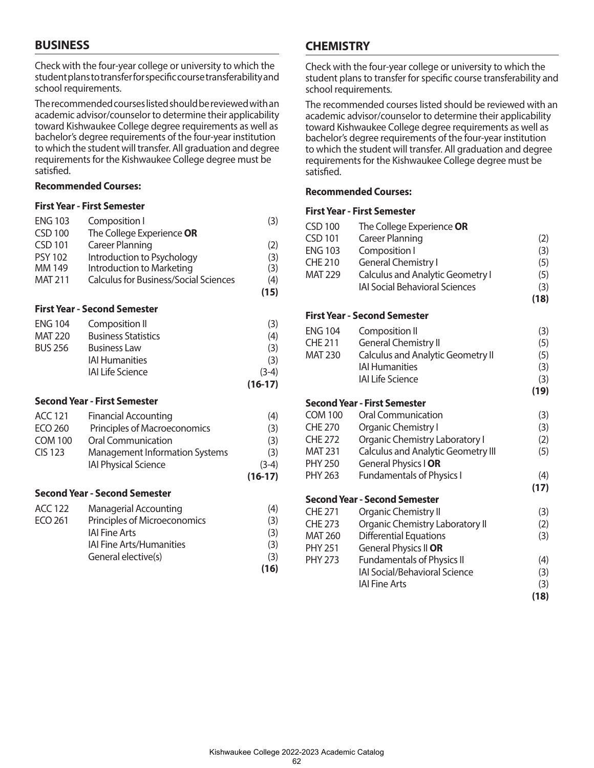## BUSINESS

Check with the four-year college or university to which the student plans to transfer for specific course transferability and school requirements.

The recommended courses listed should be reviewed with an academic advisor/counselor to determine their applicability toward Kishwaukee College degree requirements as well as bachelor's degree requirements of the four-year institution to which the student will transfer. All graduation and degree requirements for the Kishwaukee College degree must be satisfied.

**Recommended Courses:**

**First Year - First Semester**

| | | |
|---|---|---|
| ENG 103 | Composition I | (3) |
| CSD 100 | The College Experience **OR** | |
| CSD 101 | Career Planning | (2) |
| PSY 102 | Introduction to Psychology | (3) |
| MM 149 | Introduction to Marketing | (3) |
| MAT 211 | Calculus for Business/Social Sciences | (4) |
| | | **(15)** |

**First Year - Second Semester**

| | | |
|---|---|---|
| ENG 104 | Composition II | (3) |
| MAT 220 | Business Statistics | (4) |
| BUS 256 | Business Law | (3) |
| | IAI Humanities | (3) |
| | IAI Life Science | (3-4) |
| | | **(16-17)** |

**Second Year - First Semester**

| | | |
|---|---|---|
| ACC 121 | Financial Accounting | (4) |
| ECO 260 | Principles of Macroeconomics | (3) |
| COM 100 | Oral Communication | (3) |
| CIS 123 | Management Information Systems | (3) |
| | IAI Physical Science | (3-4) |
| | | **(16-17)** |

**Second Year - Second Semester**

| | | |
|---|---|---|
| ACC 122 | Managerial Accounting | (4) |
| ECO 261 | Principles of Microeconomics | (3) |
| | IAI Fine Arts | (3) |
| | IAI Fine Arts/Humanities | (3) |
| | General elective(s) | (3) |
| | | **(16)** |

## CHEMISTRY

Check with the four-year college or university to which the student plans to transfer for specific course transferability and school requirements.

The recommended courses listed should be reviewed with an academic advisor/counselor to determine their applicability toward Kishwaukee College degree requirements as well as bachelor's degree requirements of the four-year institution to which the student will transfer. All graduation and degree requirements for the Kishwaukee College degree must be satisfied.

**Recommended Courses:**

**First Year - First Semester**

| | | |
|---|---|---|
| CSD 100 | The College Experience **OR** | |
| CSD 101 | Career Planning | (2) |
| ENG 103 | Composition I | (3) |
| CHE 210 | General Chemistry I | (5) |
| MAT 229 | Calculus and Analytic Geometry I | (5) |
| | IAI Social Behavioral Sciences | (3) |
| | | **(18)** |

**First Year - Second Semester**

| | | |
|---|---|---|
| ENG 104 | Composition II | (3) |
| CHE 211 | General Chemistry II | (5) |
| MAT 230 | Calculus and Analytic Geometry II | (5) |
| | IAI Humanities | (3) |
| | IAI Life Science | (3) |
| | | **(19)** |

**Second Year - First Semester**

| | | |
|---|---|---|
| COM 100 | Oral Communication | (3) |
| CHE 270 | Organic Chemistry I | (3) |
| CHE 272 | Organic Chemistry Laboratory I | (2) |
| MAT 231 | Calculus and Analytic Geometry III | (5) |
| PHY 250 | General Physics I **OR** | |
| PHY 263 | Fundamentals of Physics I | (4) |
| | | **(17)** |

**Second Year - Second Semester**

| | | |
|---|---|---|
| CHE 271 | Organic Chemistry II | (3) |
| CHE 273 | Organic Chemistry Laboratory II | (2) |
| MAT 260 | Differential Equations | (3) |
| PHY 251 | General Physics II **OR** | |
| PHY 273 | Fundamentals of Physics II | (4) |
| | IAI Social/Behavioral Science | (3) |
| | IAI Fine Arts | (3) |
| | | **(18)** |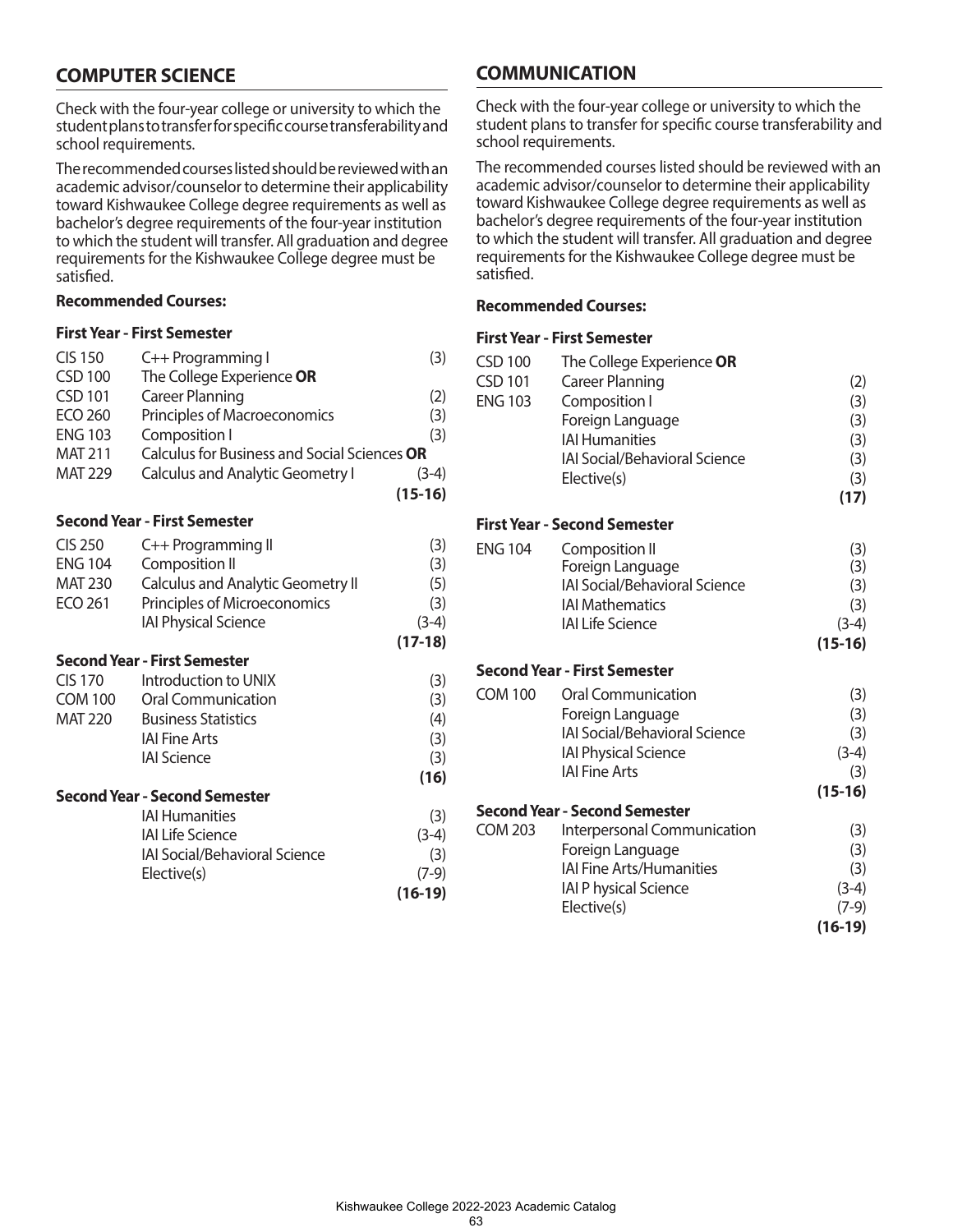## COMPUTER SCIENCE

Check with the four-year college or university to which the student plans to transfer for specific course transferability and school requirements.

The recommended courses listed should be reviewed with an academic advisor/counselor to determine their applicability toward Kishwaukee College degree requirements as well as bachelor's degree requirements of the four-year institution to which the student will transfer. All graduation and degree requirements for the Kishwaukee College degree must be satisfied.

**Recommended Courses:**

**First Year - First Semester**

| | | |
|---|---|---|
| CIS 150 | C++ Programming I | (3) |
| CSD 100 | The College Experience **OR** | |
| CSD 101 | Career Planning | (2) |
| ECO 260 | Principles of Macroeconomics | (3) |
| ENG 103 | Composition I | (3) |
| MAT 211 | Calculus for Business and Social Sciences **OR** | |
| MAT 229 | Calculus and Analytic Geometry I | (3-4) |
| | | **(15-16)** |

**Second Year - First Semester**

| | | |
|---|---|---|
| CIS 250 | C++ Programming II | (3) |
| ENG 104 | Composition II | (3) |
| MAT 230 | Calculus and Analytic Geometry II | (5) |
| ECO 261 | Principles of Microeconomics | (3) |
| | IAI Physical Science | (3-4) |
| | | **(17-18)** |

**Second Year - First Semester**

| | | |
|---|---|---|
| CIS 170 | Introduction to UNIX | (3) |
| COM 100 | Oral Communication | (3) |
| MAT 220 | Business Statistics | (4) |
| | IAI Fine Arts | (3) |
| | IAI Science | (3) |
| | | **(16)** |

**Second Year - Second Semester**

| | | |
|---|---|---|
| | IAI Humanities | (3) |
| | IAI Life Science | (3-4) |
| | IAI Social/Behavioral Science | (3) |
| | Elective(s) | (7-9) |
| | | **(16-19)** |

## COMMUNICATION

Check with the four-year college or university to which the student plans to transfer for specific course transferability and school requirements.

The recommended courses listed should be reviewed with an academic advisor/counselor to determine their applicability toward Kishwaukee College degree requirements as well as bachelor's degree requirements of the four-year institution to which the student will transfer. All graduation and degree requirements for the Kishwaukee College degree must be satisfied.

**Recommended Courses:**

**First Year - First Semester**

| | | |
|---|---|---|
| CSD 100 | The College Experience **OR** | |
| CSD 101 | Career Planning | (2) |
| ENG 103 | Composition I | (3) |
| | Foreign Language | (3) |
| | IAI Humanities | (3) |
| | IAI Social/Behavioral Science | (3) |
| | Elective(s) | (3) |
| | | **(17)** |

**First Year - Second Semester**

| | | |
|---|---|---|
| ENG 104 | Composition II | (3) |
| | Foreign Language | (3) |
| | IAI Social/Behavioral Science | (3) |
| | IAI Mathematics | (3) |
| | IAI Life Science | (3-4) |
| | | **(15-16)** |

**Second Year - First Semester**

| | | |
|---|---|---|
| COM 100 | Oral Communication | (3) |
| | Foreign Language | (3) |
| | IAI Social/Behavioral Science | (3) |
| | IAI Physical Science | (3-4) |
| | IAI Fine Arts | (3) |
| | | **(15-16)** |

**Second Year - Second Semester**

| | | |
|---|---|---|
| COM 203 | Interpersonal Communication | (3) |
| | Foreign Language | (3) |
| | IAI Fine Arts/Humanities | (3) |
| | IAI P hysical Science | (3-4) |
| | Elective(s) | (7-9) |
| | | **(16-19)** |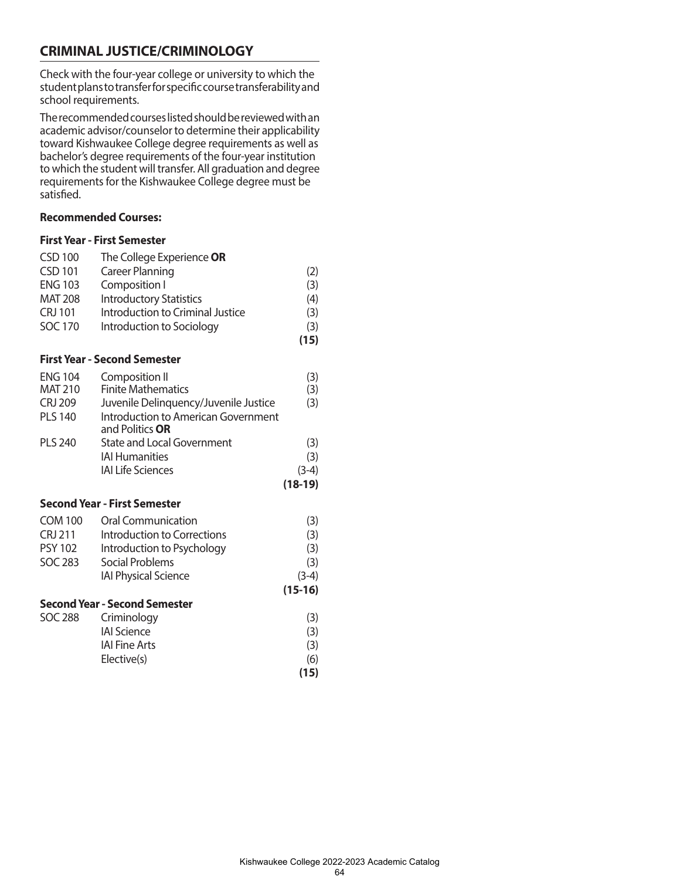## CRIMINAL JUSTICE/CRIMINOLOGY

Check with the four-year college or university to which the student plans to transfer for specific course transferability and school requirements.

The recommended courses listed should be reviewed with an academic advisor/counselor to determine their applicability toward Kishwaukee College degree requirements as well as bachelor's degree requirements of the four-year institution to which the student will transfer. All graduation and degree requirements for the Kishwaukee College degree must be satisfied.

**Recommended Courses:**

**First Year - First Semester**

| Course | Title | Credits |
|---|---|---|
| CSD 100 | The College Experience **OR** | |
| CSD 101 | Career Planning | (2) |
| ENG 103 | Composition I | (3) |
| MAT 208 | Introductory Statistics | (4) |
| CRJ 101 | Introduction to Criminal Justice | (3) |
| SOC 170 | Introduction to Sociology | (3) |
| | | **(15)** |

**First Year - Second Semester**

| Course | Title | Credits |
|---|---|---|
| ENG 104 | Composition II | (3) |
| MAT 210 | Finite Mathematics | (3) |
| CRJ 209 | Juvenile Delinquency/Juvenile Justice | (3) |
| PLS 140 | Introduction to American Government and Politics **OR** | |
| PLS 240 | State and Local Government | (3) |
| | IAI Humanities | (3) |
| | IAI Life Sciences | (3-4) |
| | | **(18-19)** |

**Second Year - First Semester**

| Course | Title | Credits |
|---|---|---|
| COM 100 | Oral Communication | (3) |
| CRJ 211 | Introduction to Corrections | (3) |
| PSY 102 | Introduction to Psychology | (3) |
| SOC 283 | Social Problems | (3) |
| | IAI Physical Science | (3-4) |
| | | **(15-16)** |

**Second Year - Second Semester**

| Course | Title | Credits |
|---|---|---|
| SOC 288 | Criminology | (3) |
| | IAI Science | (3) |
| | IAI Fine Arts | (3) |
| | Elective(s) | (6) |
| | | **(15)** |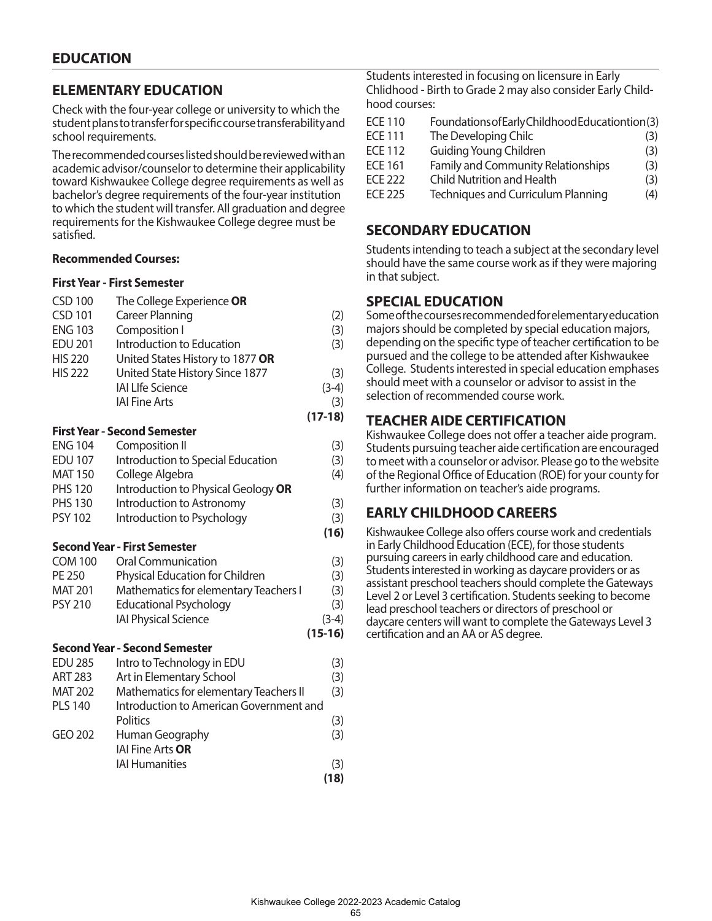# EDUCATION

## ELEMENTARY EDUCATION

Check with the four-year college or university to which the student plans to transfer for specific course transferability and school requirements.

The recommended courses listed should be reviewed with an academic advisor/counselor to determine their applicability toward Kishwaukee College degree requirements as well as bachelor's degree requirements of the four-year institution to which the student will transfer. All graduation and degree requirements for the Kishwaukee College degree must be satisfied.

**Recommended Courses:**

**First Year - First Semester**

| | | |
|---|---|---|
| CSD 100 | The College Experience **OR** | |
| CSD 101 | Career Planning | (2) |
| ENG 103 | Composition I | (3) |
| EDU 201 | Introduction to Education | (3) |
| HIS 220 | United States History to 1877 **OR** | |
| HIS 222 | United State History Since 1877 | (3) |
| | IAI LIfe Science | (3-4) |
| | IAI Fine Arts | (3) |
| | | **(17-18)** |

**First Year - Second Semester**

| | | |
|---|---|---|
| ENG 104 | Composition II | (3) |
| EDU 107 | Introduction to Special Education | (3) |
| MAT 150 | College Algebra | (4) |
| PHS 120 | Introduction to Physical Geology **OR** | |
| PHS 130 | Introduction to Astronomy | (3) |
| PSY 102 | Introduction to Psychology | (3) |
| | | **(16)** |

**Second Year - First Semester**

| | | |
|---|---|---|
| COM 100 | Oral Communication | (3) |
| PE 250 | Physical Education for Children | (3) |
| MAT 201 | Mathematics for elementary Teachers I | (3) |
| PSY 210 | Educational Psychology | (3) |
| | IAI Physical Science | (3-4) |
| | | **(15-16)** |

**Second Year - Second Semester**

| | | |
|---|---|---|
| EDU 285 | Intro to Technology in EDU | (3) |
| ART 283 | Art in Elementary School | (3) |
| MAT 202 | Mathematics for elementary Teachers II | (3) |
| PLS 140 | Introduction to American Government and Politics | (3) |
| GEO 202 | Human Geography | (3) |
| | IAI Fine Arts **OR** | |
| | IAI Humanities | (3) |
| | | **(18)** |

Students interested in focusing on licensure in Early Chlidhood - Birth to Grade 2 may also consider Early Childhood courses:

| | | |
|---|---|---|
| ECE 110 | Foundations of Early Childhood Educationtion | (3) |
| ECE 111 | The Developing Chilc | (3) |
| ECE 112 | Guiding Young Children | (3) |
| ECE 161 | Family and Community Relationships | (3) |
| ECE 222 | Child Nutrition and Health | (3) |
| ECE 225 | Techniques and Curriculum Planning | (4) |

## SECONDARY EDUCATION

Students intending to teach a subject at the secondary level should have the same course work as if they were majoring in that subject.

## SPECIAL EDUCATION

Some of the courses recommended for elementary education majors should be completed by special education majors, depending on the specific type of teacher certification to be pursued and the college to be attended after Kishwaukee College. Students interested in special education emphases should meet with a counselor or advisor to assist in the selection of recommended course work.

## TEACHER AIDE CERTIFICATION

Kishwaukee College does not offer a teacher aide program. Students pursuing teacher aide certification are encouraged to meet with a counselor or advisor. Please go to the website of the Regional Office of Education (ROE) for your county for further information on teacher's aide programs.

## EARLY CHILDHOOD CAREERS

Kishwaukee College also offers course work and credentials in Early Childhood Education (ECE), for those students pursuing careers in early childhood care and education. Students interested in working as daycare providers or as assistant preschool teachers should complete the Gateways Level 2 or Level 3 certification. Students seeking to become lead preschool teachers or directors of preschool or daycare centers will want to complete the Gateways Level 3 certification and an AA or AS degree.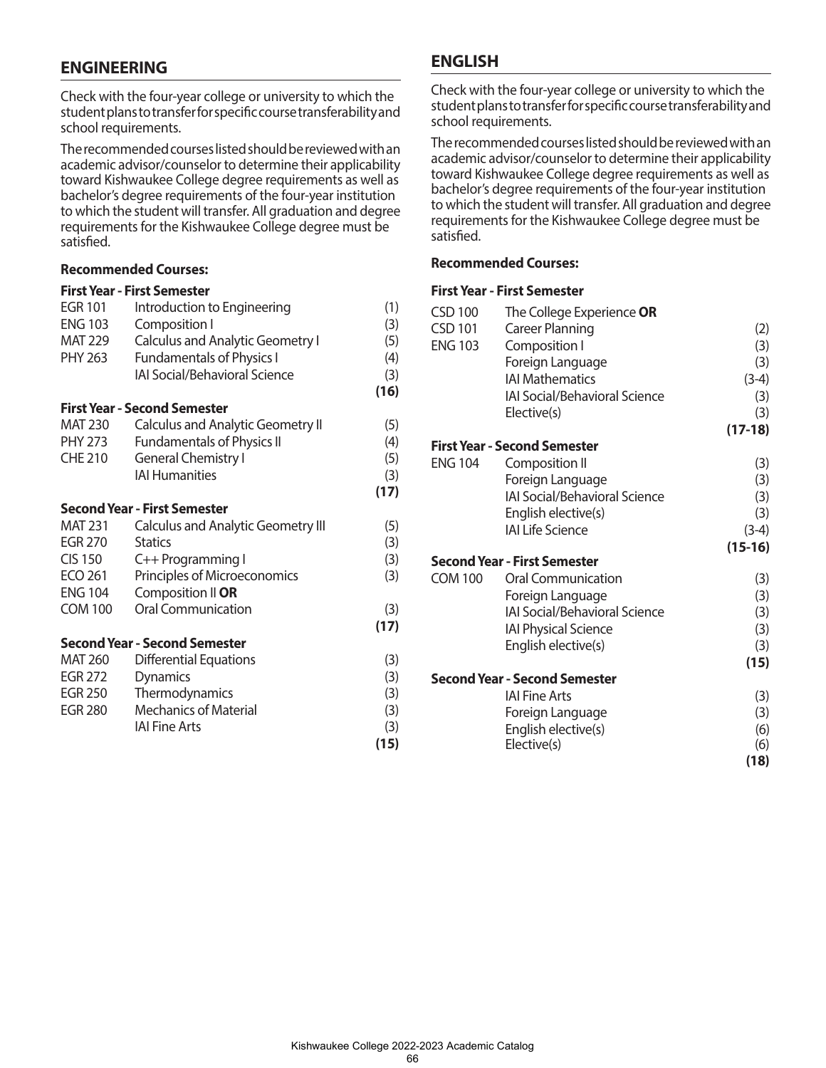## ENGINEERING

Check with the four-year college or university to which the student plans to transfer for specific course transferability and school requirements.

The recommended courses listed should be reviewed with an academic advisor/counselor to determine their applicability toward Kishwaukee College degree requirements as well as bachelor's degree requirements of the four-year institution to which the student will transfer. All graduation and degree requirements for the Kishwaukee College degree must be satisfied.

**Recommended Courses:**

**First Year - First Semester**

| | | |
|---|---|---|
| EGR 101 | Introduction to Engineering | (1) |
| ENG 103 | Composition I | (3) |
| MAT 229 | Calculus and Analytic Geometry I | (5) |
| PHY 263 | Fundamentals of Physics I | (4) |
| | IAI Social/Behavioral Science | (3) |
| | | **(16)** |

**First Year - Second Semester**

| | | |
|---|---|---|
| MAT 230 | Calculus and Analytic Geometry II | (5) |
| PHY 273 | Fundamentals of Physics II | (4) |
| CHE 210 | General Chemistry I | (5) |
| | IAI Humanities | (3) |
| | | **(17)** |

**Second Year - First Semester**

| | | |
|---|---|---|
| MAT 231 | Calculus and Analytic Geometry III | (5) |
| EGR 270 | Statics | (3) |
| CIS 150 | C++ Programming I | (3) |
| ECO 261 | Principles of Microeconomics | (3) |
| ENG 104 | Composition II **OR** | |
| COM 100 | Oral Communication | (3) |
| | | **(17)** |

**Second Year - Second Semester**

| | | |
|---|---|---|
| MAT 260 | Differential Equations | (3) |
| EGR 272 | Dynamics | (3) |
| EGR 250 | Thermodynamics | (3) |
| EGR 280 | Mechanics of Material | (3) |
| | IAI Fine Arts | (3) |
| | | **(15)** |

## ENGLISH

Check with the four-year college or university to which the student plans to transfer for specific course transferability and school requirements.

The recommended courses listed should be reviewed with an academic advisor/counselor to determine their applicability toward Kishwaukee College degree requirements as well as bachelor's degree requirements of the four-year institution to which the student will transfer. All graduation and degree requirements for the Kishwaukee College degree must be satisfied.

**Recommended Courses:**

**First Year - First Semester**

| | | |
|---|---|---|
| CSD 100 | The College Experience **OR** | |
| CSD 101 | Career Planning | (2) |
| ENG 103 | Composition I | (3) |
| | Foreign Language | (3) |
| | IAI Mathematics | (3-4) |
| | IAI Social/Behavioral Science | (3) |
| | Elective(s) | (3) |
| | | **(17-18)** |

**First Year - Second Semester**

| | | |
|---|---|---|
| ENG 104 | Composition II | (3) |
| | Foreign Language | (3) |
| | IAI Social/Behavioral Science | (3) |
| | English elective(s) | (3) |
| | IAI Life Science | (3-4) |
| | | **(15-16)** |

**Second Year - First Semester**

| | | |
|---|---|---|
| COM 100 | Oral Communication | (3) |
| | Foreign Language | (3) |
| | IAI Social/Behavioral Science | (3) |
| | IAI Physical Science | (3) |
| | English elective(s) | (3) |
| | | **(15)** |

**Second Year - Second Semester**

| | | |
|---|---|---|
| | IAI Fine Arts | (3) |
| | Foreign Language | (3) |
| | English elective(s) | (6) |
| | Elective(s) | (6) |
| | | **(18)** |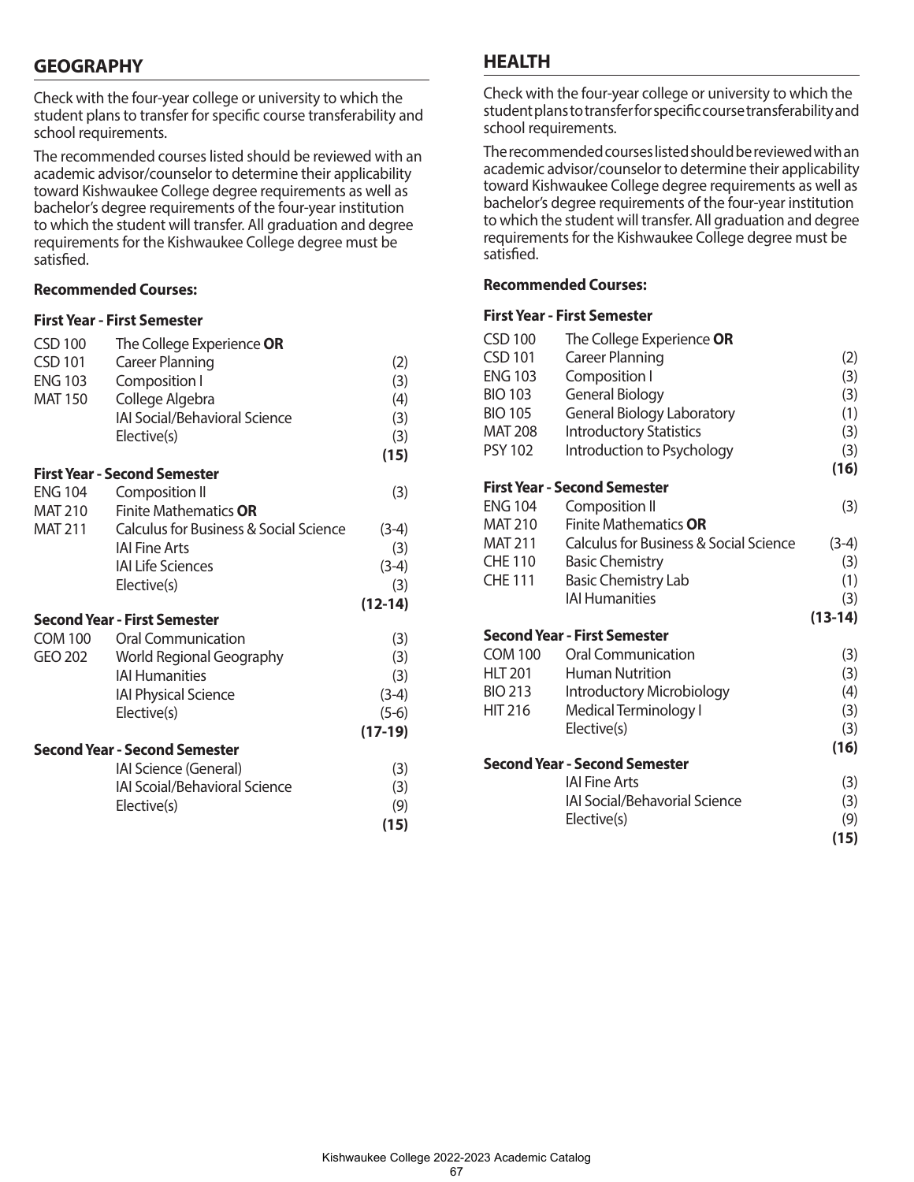## GEOGRAPHY

Check with the four-year college or university to which the student plans to transfer for specific course transferability and school requirements.

The recommended courses listed should be reviewed with an academic advisor/counselor to determine their applicability toward Kishwaukee College degree requirements as well as bachelor's degree requirements of the four-year institution to which the student will transfer. All graduation and degree requirements for the Kishwaukee College degree must be satisfied.

**Recommended Courses:**

**First Year - First Semester**

| | | |
|---|---|---|
| CSD 100 | The College Experience **OR** | |
| CSD 101 | Career Planning | (2) |
| ENG 103 | Composition I | (3) |
| MAT 150 | College Algebra | (4) |
| | IAI Social/Behavioral Science | (3) |
| | Elective(s) | (3) |
| | | **(15)** |

**First Year - Second Semester**

| | | |
|---|---|---|
| ENG 104 | Composition II | (3) |
| MAT 210 | Finite Mathematics **OR** | |
| MAT 211 | Calculus for Business & Social Science | (3-4) |
| | IAI Fine Arts | (3) |
| | IAI Life Sciences | (3-4) |
| | Elective(s) | (3) |
| | | **(12-14)** |

**Second Year - First Semester**

| | | |
|---|---|---|
| COM 100 | Oral Communication | (3) |
| GEO 202 | World Regional Geography | (3) |
| | IAI Humanities | (3) |
| | IAI Physical Science | (3-4) |
| | Elective(s) | (5-6) |
| | | **(17-19)** |

**Second Year - Second Semester**

| | | |
|---|---|---|
| | IAI Science (General) | (3) |
| | IAI Scoial/Behavioral Science | (3) |
| | Elective(s) | (9) |
| | | **(15)** |

## HEALTH

Check with the four-year college or university to which the student plans to transfer for specific course transferability and school requirements.

The recommended courses listed should be reviewed with an academic advisor/counselor to determine their applicability toward Kishwaukee College degree requirements as well as bachelor's degree requirements of the four-year institution to which the student will transfer. All graduation and degree requirements for the Kishwaukee College degree must be satisfied.

**Recommended Courses:**

**First Year - First Semester**

| | | |
|---|---|---|
| CSD 100 | The College Experience **OR** | |
| CSD 101 | Career Planning | (2) |
| ENG 103 | Composition I | (3) |
| BIO 103 | General Biology | (3) |
| BIO 105 | General Biology Laboratory | (1) |
| MAT 208 | Introductory Statistics | (3) |
| PSY 102 | Introduction to Psychology | (3) |
| | | **(16)** |

**First Year - Second Semester**

| | | |
|---|---|---|
| ENG 104 | Composition II | (3) |
| MAT 210 | Finite Mathematics **OR** | |
| MAT 211 | Calculus for Business & Social Science | (3-4) |
| CHE 110 | Basic Chemistry | (3) |
| CHE 111 | Basic Chemistry Lab | (1) |
| | IAI Humanities | (3) |
| | | **(13-14)** |

**Second Year - First Semester**

| | | |
|---|---|---|
| COM 100 | Oral Communication | (3) |
| HLT 201 | Human Nutrition | (3) |
| BIO 213 | Introductory Microbiology | (4) |
| HIT 216 | Medical Terminology I | (3) |
| | Elective(s) | (3) |
| | | **(16)** |

**Second Year - Second Semester**

| | | |
|---|---|---|
| | IAI Fine Arts | (3) |
| | IAI Social/Behavorial Science | (3) |
| | Elective(s) | (9) |
| | | **(15)** |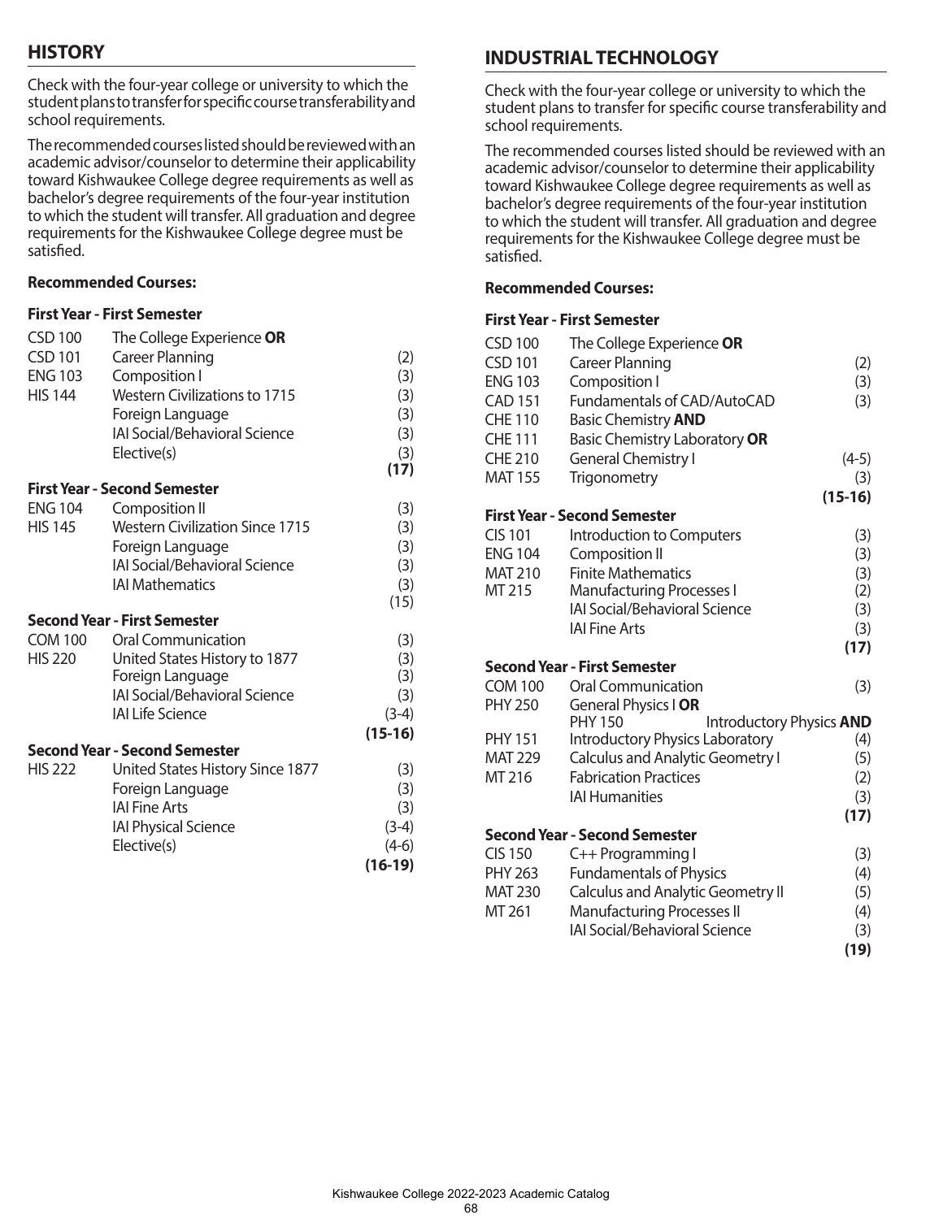## HISTORY

Check with the four-year college or university to which the student plans to transfer for specific course transferability and school requirements.

The recommended courses listed should be reviewed with an academic advisor/counselor to determine their applicability toward Kishwaukee College degree requirements as well as bachelor's degree requirements of the four-year institution to which the student will transfer. All graduation and degree requirements for the Kishwaukee College degree must be satisfied.

**Recommended Courses:**

**First Year - First Semester**

| | | |
|---|---|---|
| CSD 100 | The College Experience **OR** | |
| CSD 101 | Career Planning | (2) |
| ENG 103 | Composition I | (3) |
| HIS 144 | Western Civilizations to 1715 | (3) |
| | Foreign Language | (3) |
| | IAI Social/Behavioral Science | (3) |
| | Elective(s) | (3) |
| | | **(17)** |

**First Year - Second Semester**

| | | |
|---|---|---|
| ENG 104 | Composition II | (3) |
| HIS 145 | Western Civilization Since 1715 | (3) |
| | Foreign Language | (3) |
| | IAI Social/Behavioral Science | (3) |
| | IAI Mathematics | (3) |
| | | (15) |

**Second Year - First Semester**

| | | |
|---|---|---|
| COM 100 | Oral Communication | (3) |
| HIS 220 | United States History to 1877 | (3) |
| | Foreign Language | (3) |
| | IAI Social/Behavioral Science | (3) |
| | IAI Life Science | (3-4) |
| | | **(15-16)** |

**Second Year - Second Semester**

| | | |
|---|---|---|
| HIS 222 | United States History Since 1877 | (3) |
| | Foreign Language | (3) |
| | IAI Fine Arts | (3) |
| | IAI Physical Science | (3-4) |
| | Elective(s) | (4-6) |
| | | **(16-19)** |

## INDUSTRIAL TECHNOLOGY

Check with the four-year college or university to which the student plans to transfer for specific course transferability and school requirements.

The recommended courses listed should be reviewed with an academic advisor/counselor to determine their applicability toward Kishwaukee College degree requirements as well as bachelor's degree requirements of the four-year institution to which the student will transfer. All graduation and degree requirements for the Kishwaukee College degree must be satisfied.

**Recommended Courses:**

**First Year - First Semester**

| | | |
|---|---|---|
| CSD 100 | The College Experience **OR** | |
| CSD 101 | Career Planning | (2) |
| ENG 103 | Composition I | (3) |
| CAD 151 | Fundamentals of CAD/AutoCAD | (3) |
| CHE 110 | Basic Chemistry **AND** | |
| CHE 111 | Basic Chemistry Laboratory **OR** | |
| CHE 210 | General Chemistry I | (4-5) |
| MAT 155 | Trigonometry | (3) |
| | | **(15-16)** |

**First Year - Second Semester**

| | | |
|---|---|---|
| CIS 101 | Introduction to Computers | (3) |
| ENG 104 | Composition II | (3) |
| MAT 210 | Finite Mathematics | (3) |
| MT 215 | Manufacturing Processes I | (2) |
| | IAI Social/Behavioral Science | (3) |
| | IAI Fine Arts | (3) |
| | | **(17)** |

**Second Year - First Semester**

| | | |
|---|---|---|
| COM 100 | Oral Communication | (3) |
| PHY 250 | General Physics I **OR** | |
| PHY 150 | Introductory Physics **AND** | |
| PHY 151 | Introductory Physics Laboratory | (4) |
| MAT 229 | Calculus and Analytic Geometry I | (5) |
| MT 216 | Fabrication Practices | (2) |
| | IAI Humanities | (3) |
| | | **(17)** |

**Second Year - Second Semester**

| | | |
|---|---|---|
| CIS 150 | C++ Programming I | (3) |
| PHY 263 | Fundamentals of Physics | (4) |
| MAT 230 | Calculus and Analytic Geometry II | (5) |
| MT 261 | Manufacturing Processes II | (4) |
| | IAI Social/Behavioral Science | (3) |
| | | **(19)** |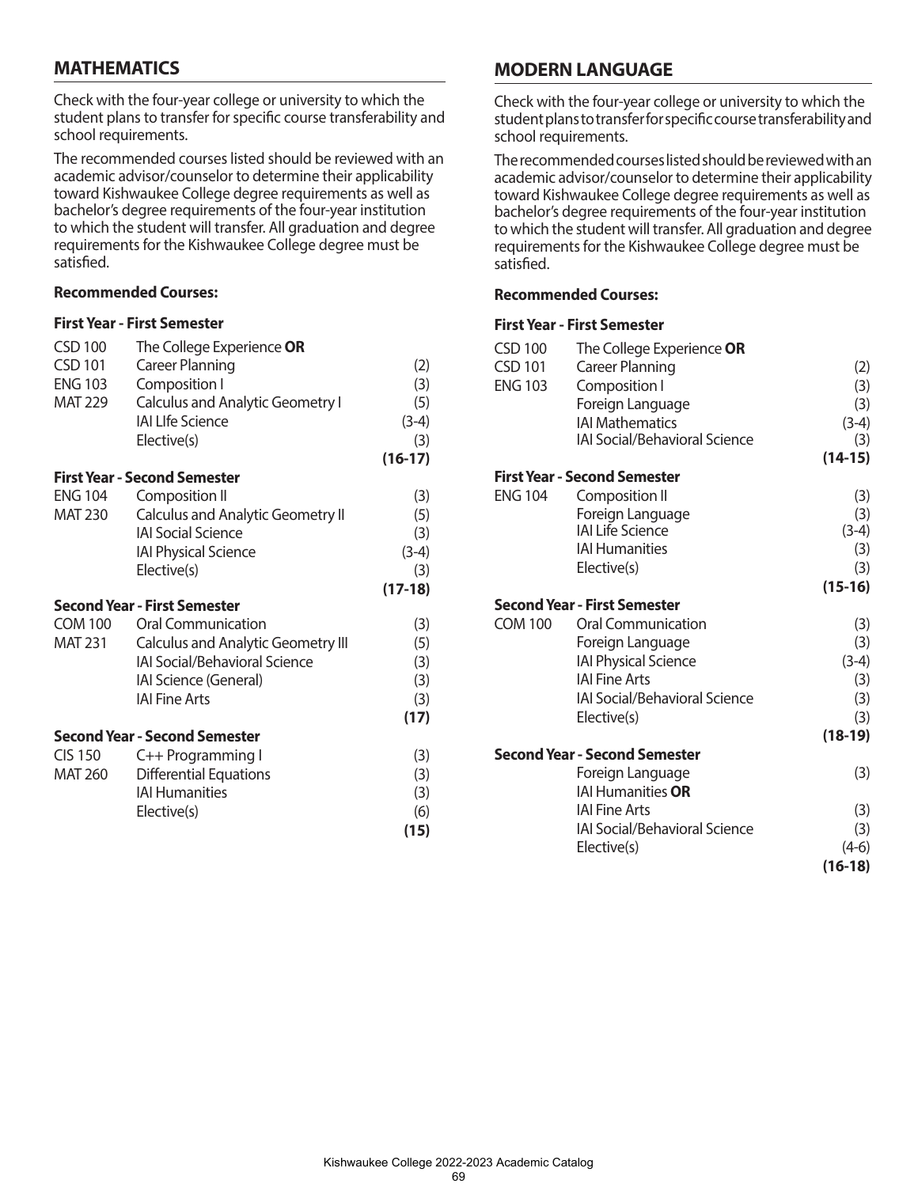## MATHEMATICS

Check with the four-year college or university to which the student plans to transfer for specific course transferability and school requirements.

The recommended courses listed should be reviewed with an academic advisor/counselor to determine their applicability toward Kishwaukee College degree requirements as well as bachelor's degree requirements of the four-year institution to which the student will transfer. All graduation and degree requirements for the Kishwaukee College degree must be satisfied.

**Recommended Courses:**

**First Year - First Semester**

| | | |
|---|---|---|
| CSD 100 | The College Experience **OR** | |
| CSD 101 | Career Planning | (2) |
| ENG 103 | Composition I | (3) |
| MAT 229 | Calculus and Analytic Geometry I | (5) |
| | IAI LIfe Science | (3-4) |
| | Elective(s) | (3) |
| | | **(16-17)** |

**First Year - Second Semester**

| | | |
|---|---|---|
| ENG 104 | Composition II | (3) |
| MAT 230 | Calculus and Analytic Geometry II | (5) |
| | IAI Social Science | (3) |
| | IAI Physical Science | (3-4) |
| | Elective(s) | (3) |
| | | **(17-18)** |

**Second Year - First Semester**

| | | |
|---|---|---|
| COM 100 | Oral Communication | (3) |
| MAT 231 | Calculus and Analytic Geometry III | (5) |
| | IAI Social/Behavioral Science | (3) |
| | IAI Science (General) | (3) |
| | IAI Fine Arts | (3) |
| | | **(17)** |

**Second Year - Second Semester**

| | | |
|---|---|---|
| CIS 150 | C++ Programming I | (3) |
| MAT 260 | Differential Equations | (3) |
| | IAI Humanities | (3) |
| | Elective(s) | (6) |
| | | **(15)** |

## MODERN LANGUAGE

Check with the four-year college or university to which the student plans to transfer for specific course transferability and school requirements.

The recommended courses listed should be reviewed with an academic advisor/counselor to determine their applicability toward Kishwaukee College degree requirements as well as bachelor's degree requirements of the four-year institution to which the student will transfer. All graduation and degree requirements for the Kishwaukee College degree must be satisfied.

**Recommended Courses:**

**First Year - First Semester**

| | | |
|---|---|---|
| CSD 100 | The College Experience **OR** | |
| CSD 101 | Career Planning | (2) |
| ENG 103 | Composition I | (3) |
| | Foreign Language | (3) |
| | IAI Mathematics | (3-4) |
| | IAI Social/Behavioral Science | (3) |
| | | **(14-15)** |

**First Year - Second Semester**

| | | |
|---|---|---|
| ENG 104 | Composition II | (3) |
| | Foreign Language | (3) |
| | IAI Life Science | (3-4) |
| | IAI Humanities | (3) |
| | Elective(s) | (3) |
| | | **(15-16)** |

**Second Year - First Semester**

| | | |
|---|---|---|
| COM 100 | Oral Communication | (3) |
| | Foreign Language | (3) |
| | IAI Physical Science | (3-4) |
| | IAI Fine Arts | (3) |
| | IAI Social/Behavioral Science | (3) |
| | Elective(s) | (3) |
| | | **(18-19)** |

**Second Year - Second Semester**

| | | |
|---|---|---|
| | Foreign Language | (3) |
| | IAI Humanities **OR** | |
| | IAI Fine Arts | (3) |
| | IAI Social/Behavioral Science | (3) |
| | Elective(s) | (4-6) |
| | | **(16-18)** |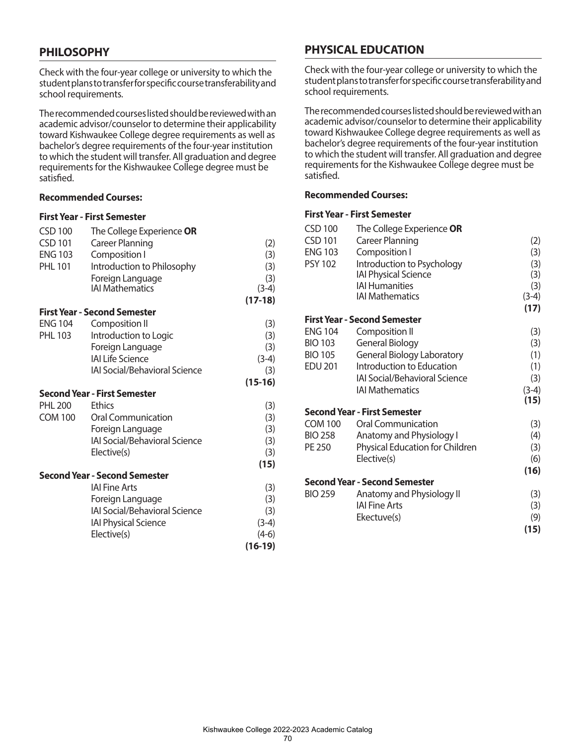## PHILOSOPHY

Check with the four-year college or university to which the student plans to transfer for specific course transferability and school requirements.

The recommended courses listed should be reviewed with an academic advisor/counselor to determine their applicability toward Kishwaukee College degree requirements as well as bachelor's degree requirements of the four-year institution to which the student will transfer. All graduation and degree requirements for the Kishwaukee College degree must be satisfied.

**Recommended Courses:**

**First Year - First Semester**

| | | |
|---|---|---|
| CSD 100 | The College Experience **OR** | |
| CSD 101 | Career Planning | (2) |
| ENG 103 | Composition I | (3) |
| PHL 101 | Introduction to Philosophy | (3) |
| | Foreign Language | (3) |
| | IAI Mathematics | (3-4) |
| | | **(17-18)** |

**First Year - Second Semester**

| | | |
|---|---|---|
| ENG 104 | Composition II | (3) |
| PHL 103 | Introduction to Logic | (3) |
| | Foreign Language | (3) |
| | IAI Life Science | (3-4) |
| | IAI Social/Behavioral Science | (3) |
| | | **(15-16)** |

**Second Year - First Semester**

| | | |
|---|---|---|
| PHL 200 | Ethics | (3) |
| COM 100 | Oral Communication | (3) |
| | Foreign Language | (3) |
| | IAI Social/Behavioral Science | (3) |
| | Elective(s) | (3) |
| | | **(15)** |

**Second Year - Second Semester**

| | | |
|---|---|---|
| | IAI Fine Arts | (3) |
| | Foreign Language | (3) |
| | IAI Social/Behavioral Science | (3) |
| | IAI Physical Science | (3-4) |
| | Elective(s) | (4-6) |
| | | **(16-19)** |

## PHYSICAL EDUCATION

Check with the four-year college or university to which the student plans to transfer for specific course transferability and school requirements.

The recommended courses listed should be reviewed with an academic advisor/counselor to determine their applicability toward Kishwaukee College degree requirements as well as bachelor's degree requirements of the four-year institution to which the student will transfer. All graduation and degree requirements for the Kishwaukee College degree must be satisfied.

**Recommended Courses:**

**First Year - First Semester**

| | | |
|---|---|---|
| CSD 100 | The College Experience **OR** | |
| CSD 101 | Career Planning | (2) |
| ENG 103 | Composition I | (3) |
| PSY 102 | Introduction to Psychology | (3) |
| | IAI Physical Science | (3) |
| | IAI Humanities | (3) |
| | IAI Mathematics | (3-4) |
| | | **(17)** |

**First Year - Second Semester**

| | | |
|---|---|---|
| ENG 104 | Composition II | (3) |
| BIO 103 | General Biology | (3) |
| BIO 105 | General Biology Laboratory | (1) |
| EDU 201 | Introduction to Education | (1) |
| | IAI Social/Behavioral Science | (3) |
| | IAI Mathematics | (3-4) |
| | | **(15)** |

**Second Year - First Semester**

| | | |
|---|---|---|
| COM 100 | Oral Communication | (3) |
| BIO 258 | Anatomy and Physiology I | (4) |
| PE 250 | Physical Education for Children | (3) |
| | Elective(s) | (6) |
| | | **(16)** |

**Second Year - Second Semester**

| | | |
|---|---|---|
| BIO 259 | Anatomy and Physiology II | (3) |
| | IAI Fine Arts | (3) |
| | Ekectuve(s) | (9) |
| | | **(15)** |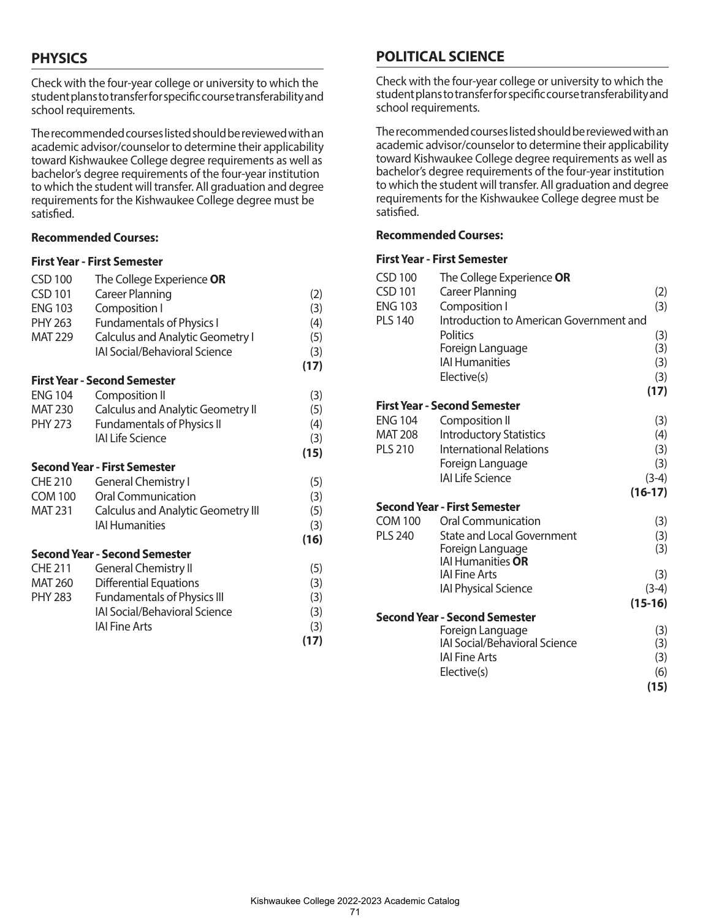## PHYSICS

Check with the four-year college or university to which the student plans to transfer for specific course transferability and school requirements.

The recommended courses listed should be reviewed with an academic advisor/counselor to determine their applicability toward Kishwaukee College degree requirements as well as bachelor's degree requirements of the four-year institution to which the student will transfer. All graduation and degree requirements for the Kishwaukee College degree must be satisfied.

**Recommended Courses:**

**First Year - First Semester**

| | | |
|---|---|---|
| CSD 100 | The College Experience **OR** | |
| CSD 101 | Career Planning | (2) |
| ENG 103 | Composition I | (3) |
| PHY 263 | Fundamentals of Physics I | (4) |
| MAT 229 | Calculus and Analytic Geometry I | (5) |
| | IAI Social/Behavioral Science | (3) |
| | | **(17)** |

**First Year - Second Semester**

| | | |
|---|---|---|
| ENG 104 | Composition II | (3) |
| MAT 230 | Calculus and Analytic Geometry II | (5) |
| PHY 273 | Fundamentals of Physics II | (4) |
| | IAI Life Science | (3) |
| | | **(15)** |

**Second Year - First Semester**

| | | |
|---|---|---|
| CHE 210 | General Chemistry I | (5) |
| COM 100 | Oral Communication | (3) |
| MAT 231 | Calculus and Analytic Geometry III | (5) |
| | IAI Humanities | (3) |
| | | **(16)** |

**Second Year - Second Semester**

| | | |
|---|---|---|
| CHE 211 | General Chemistry II | (5) |
| MAT 260 | Differential Equations | (3) |
| PHY 283 | Fundamentals of Physics III | (3) |
| | IAI Social/Behavioral Science | (3) |
| | IAI Fine Arts | (3) |
| | | **(17)** |

## POLITICAL SCIENCE

Check with the four-year college or university to which the student plans to transfer for specific course transferability and school requirements.

The recommended courses listed should be reviewed with an academic advisor/counselor to determine their applicability toward Kishwaukee College degree requirements as well as bachelor's degree requirements of the four-year institution to which the student will transfer. All graduation and degree requirements for the Kishwaukee College degree must be satisfied.

**Recommended Courses:**

**First Year - First Semester**

| | | |
|---|---|---|
| CSD 100 | The College Experience **OR** | |
| CSD 101 | Career Planning | (2) |
| ENG 103 | Composition I | (3) |
| PLS 140 | Introduction to American Government and Politics | (3) |
| | Foreign Language | (3) |
| | IAI Humanities | (3) |
| | Elective(s) | (3) |
| | | **(17)** |

**First Year - Second Semester**

| | | |
|---|---|---|
| ENG 104 | Composition II | (3) |
| MAT 208 | Introductory Statistics | (4) |
| PLS 210 | International Relations | (3) |
| | Foreign Language | (3) |
| | IAI Life Science | (3-4) |
| | | **(16-17)** |

**Second Year - First Semester**

| | | |
|---|---|---|
| COM 100 | Oral Communication | (3) |
| PLS 240 | State and Local Government | (3) |
| | Foreign Language | (3) |
| | IAI Humanities **OR** | |
| | IAI Fine Arts | (3) |
| | IAI Physical Science | (3-4) |
| | | **(15-16)** |

**Second Year - Second Semester**

| | | |
|---|---|---|
| | Foreign Language | (3) |
| | IAI Social/Behavioral Science | (3) |
| | IAI Fine Arts | (3) |
| | Elective(s) | (6) |
| | | **(15)** |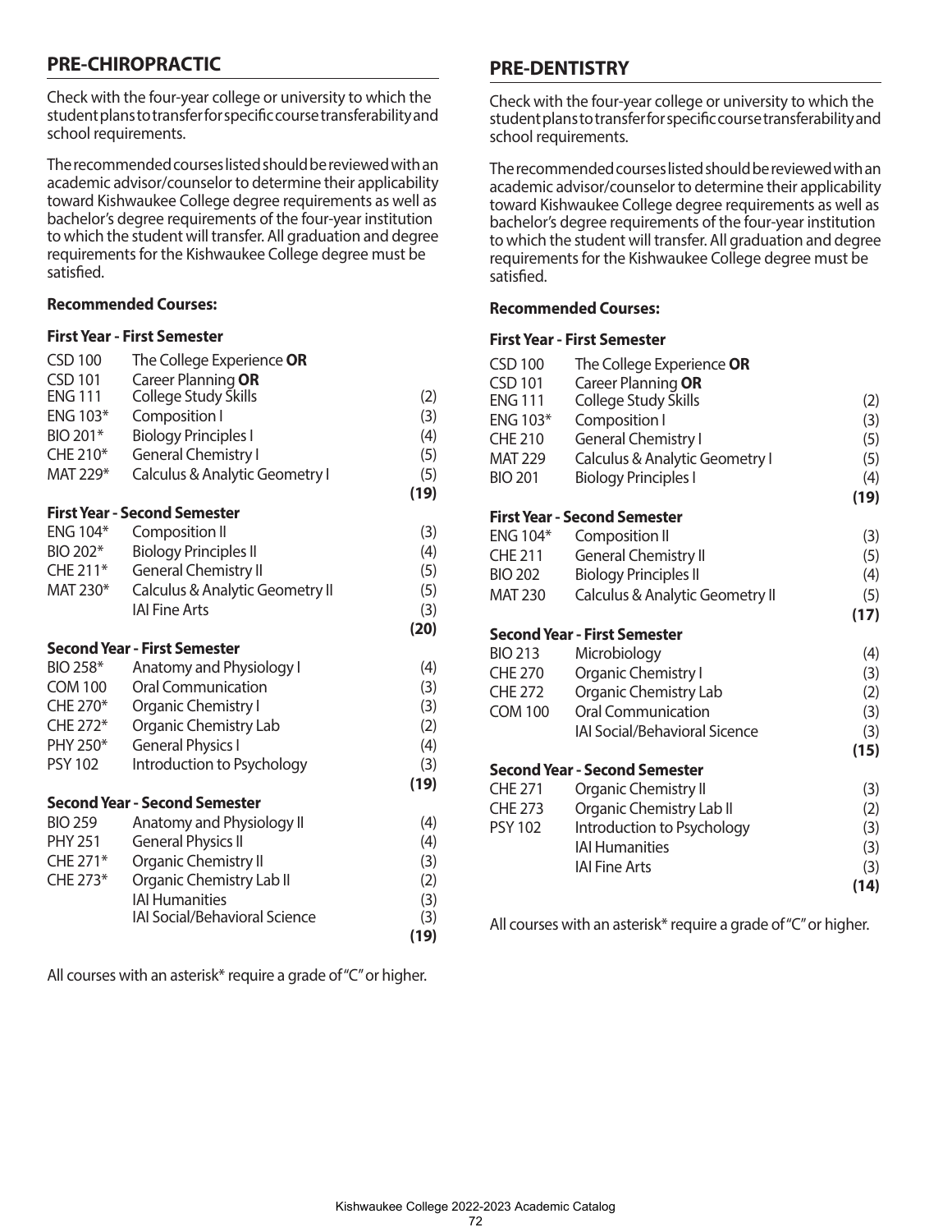## PRE-CHIROPRACTIC

Check with the four-year college or university to which the student plans to transfer for specific course transferability and school requirements.

The recommended courses listed should be reviewed with an academic advisor/counselor to determine their applicability toward Kishwaukee College degree requirements as well as bachelor's degree requirements of the four-year institution to which the student will transfer. All graduation and degree requirements for the Kishwaukee College degree must be satisfied.

**Recommended Courses:**

**First Year - First Semester**

| | | |
|---|---|---|
| CSD 100 | The College Experience **OR** | |
| CSD 101 | Career Planning **OR** | |
| ENG 111 | College Study Skills | (2) |
| ENG 103* | Composition I | (3) |
| BIO 201* | Biology Principles I | (4) |
| CHE 210* | General Chemistry I | (5) |
| MAT 229* | Calculus & Analytic Geometry I | (5) |
| | | **(19)** |

**First Year - Second Semester**

| | | |
|---|---|---|
| ENG 104* | Composition II | (3) |
| BIO 202* | Biology Principles II | (4) |
| CHE 211* | General Chemistry II | (5) |
| MAT 230* | Calculus & Analytic Geometry II | (5) |
| | IAI Fine Arts | (3) |
| | | **(20)** |

**Second Year - First Semester**

| | | |
|---|---|---|
| BIO 258* | Anatomy and Physiology I | (4) |
| COM 100 | Oral Communication | (3) |
| CHE 270* | Organic Chemistry I | (3) |
| CHE 272* | Organic Chemistry Lab | (2) |
| PHY 250* | General Physics I | (4) |
| PSY 102 | Introduction to Psychology | (3) |
| | | **(19)** |

**Second Year - Second Semester**

| | | |
|---|---|---|
| BIO 259 | Anatomy and Physiology II | (4) |
| PHY 251 | General Physics II | (4) |
| CHE 271* | Organic Chemistry II | (3) |
| CHE 273* | Organic Chemistry Lab II | (2) |
| | IAI Humanities | (3) |
| | IAI Social/Behavioral Science | (3) |
| | | **(19)** |

All courses with an asterisk* require a grade of "C" or higher.

## PRE-DENTISTRY

Check with the four-year college or university to which the student plans to transfer for specific course transferability and school requirements.

The recommended courses listed should be reviewed with an academic advisor/counselor to determine their applicability toward Kishwaukee College degree requirements as well as bachelor's degree requirements of the four-year institution to which the student will transfer. All graduation and degree requirements for the Kishwaukee College degree must be satisfied.

**Recommended Courses:**

**First Year - First Semester**

| | | |
|---|---|---|
| CSD 100 | The College Experience **OR** | |
| CSD 101 | Career Planning **OR** | |
| ENG 111 | College Study Skills | (2) |
| ENG 103* | Composition I | (3) |
| CHE 210 | General Chemistry I | (5) |
| MAT 229 | Calculus & Analytic Geometry I | (5) |
| BIO 201 | Biology Principles I | (4) |
| | | **(19)** |

**First Year - Second Semester**

| | | |
|---|---|---|
| ENG 104* | Composition II | (3) |
| CHE 211 | General Chemistry II | (5) |
| BIO 202 | Biology Principles II | (4) |
| MAT 230 | Calculus & Analytic Geometry II | (5) |
| | | **(17)** |

**Second Year - First Semester**

| | | |
|---|---|---|
| BIO 213 | Microbiology | (4) |
| CHE 270 | Organic Chemistry I | (3) |
| CHE 272 | Organic Chemistry Lab | (2) |
| COM 100 | Oral Communication | (3) |
| | IAI Social/Behavioral Sicence | (3) |
| | | **(15)** |

**Second Year - Second Semester**

| | | |
|---|---|---|
| CHE 271 | Organic Chemistry II | (3) |
| CHE 273 | Organic Chemistry Lab II | (2) |
| PSY 102 | Introduction to Psychology | (3) |
| | IAI Humanities | (3) |
| | IAI Fine Arts | (3) |
| | | **(14)** |

All courses with an asterisk* require a grade of "C" or higher.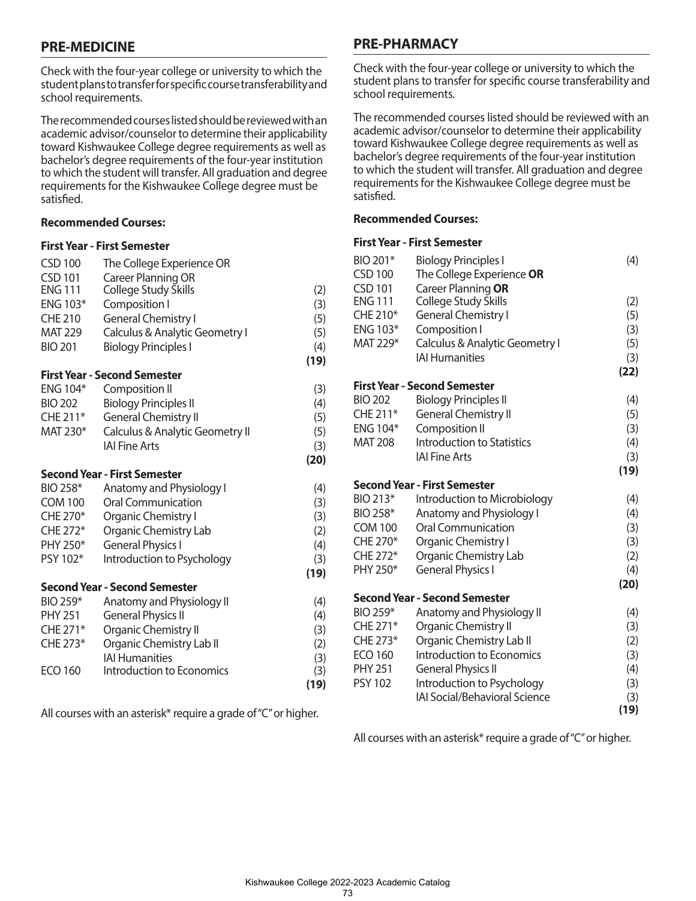## PRE-MEDICINE

Check with the four-year college or university to which the student plans to transfer for specific course transferability and school requirements.

The recommended courses listed should be reviewed with an academic advisor/counselor to determine their applicability toward Kishwaukee College degree requirements as well as bachelor's degree requirements of the four-year institution to which the student will transfer. All graduation and degree requirements for the Kishwaukee College degree must be satisfied.

**Recommended Courses:**

**First Year - First Semester**

| Course | Title | Credits |
|---|---|---|
| CSD 100 | The College Experience OR | |
| CSD 101 | Career Planning OR | |
| ENG 111 | College Study Skills | (2) |
| ENG 103* | Composition I | (3) |
| CHE 210 | General Chemistry I | (5) |
| MAT 229 | Calculus & Analytic Geometry I | (5) |
| BIO 201 | Biology Principles I | (4) |
| | | **(19)** |

**First Year - Second Semester**

| Course | Title | Credits |
|---|---|---|
| ENG 104* | Composition II | (3) |
| BIO 202 | Biology Principles II | (4) |
| CHE 211* | General Chemistry II | (5) |
| MAT 230* | Calculus & Analytic Geometry II | (5) |
| | IAI Fine Arts | (3) |
| | | **(20)** |

**Second Year - First Semester**

| Course | Title | Credits |
|---|---|---|
| BIO 258* | Anatomy and Physiology I | (4) |
| COM 100 | Oral Communication | (3) |
| CHE 270* | Organic Chemistry I | (3) |
| CHE 272* | Organic Chemistry Lab | (2) |
| PHY 250* | General Physics I | (4) |
| PSY 102* | Introduction to Psychology | (3) |
| | | **(19)** |

**Second Year - Second Semester**

| Course | Title | Credits |
|---|---|---|
| BIO 259* | Anatomy and Physiology II | (4) |
| PHY 251 | General Physics II | (4) |
| CHE 271* | Organic Chemistry II | (3) |
| CHE 273* | Organic Chemistry Lab II | (2) |
| | IAI Humanities | (3) |
| ECO 160 | Introduction to Economics | (3) |
| | | **(19)** |

All courses with an asterisk* require a grade of "C" or higher.

## PRE-PHARMACY

Check with the four-year college or university to which the student plans to transfer for specific course transferability and school requirements.

The recommended courses listed should be reviewed with an academic advisor/counselor to determine their applicability toward Kishwaukee College degree requirements as well as bachelor's degree requirements of the four-year institution to which the student will transfer. All graduation and degree requirements for the Kishwaukee College degree must be satisfied.

**Recommended Courses:**

**First Year - First Semester**

| Course | Title | Credits |
|---|---|---|
| BIO 201* | Biology Principles I | (4) |
| CSD 100 | The College Experience **OR** | |
| CSD 101 | Career Planning **OR** | |
| ENG 111 | College Study Skills | (2) |
| CHE 210* | General Chemistry I | (5) |
| ENG 103* | Composition I | (3) |
| MAT 229* | Calculus & Analytic Geometry I | (5) |
| | IAI Humanities | (3) |
| | | **(22)** |

**First Year - Second Semester**

| Course | Title | Credits |
|---|---|---|
| BIO 202 | Biology Principles II | (4) |
| CHE 211* | General Chemistry II | (5) |
| ENG 104* | Composition II | (3) |
| MAT 208 | Introduction to Statistics | (4) |
| | IAI Fine Arts | (3) |
| | | **(19)** |

**Second Year - First Semester**

| Course | Title | Credits |
|---|---|---|
| BIO 213* | Introduction to Microbiology | (4) |
| BIO 258* | Anatomy and Physiology I | (4) |
| COM 100 | Oral Communication | (3) |
| CHE 270* | Organic Chemistry I | (3) |
| CHE 272* | Organic Chemistry Lab | (2) |
| PHY 250* | General Physics I | (4) |
| | | **(20)** |

**Second Year - Second Semester**

| Course | Title | Credits |
|---|---|---|
| BIO 259* | Anatomy and Physiology II | (4) |
| CHE 271* | Organic Chemistry II | (3) |
| CHE 273* | Organic Chemistry Lab II | (2) |
| ECO 160 | Introduction to Economics | (3) |
| PHY 251 | General Physics II | (4) |
| PSY 102 | Introduction to Psychology | (3) |
| | IAI Social/Behavioral Science | (3) |
| | | **(19)** |

All courses with an asterisk* require a grade of "C" or higher.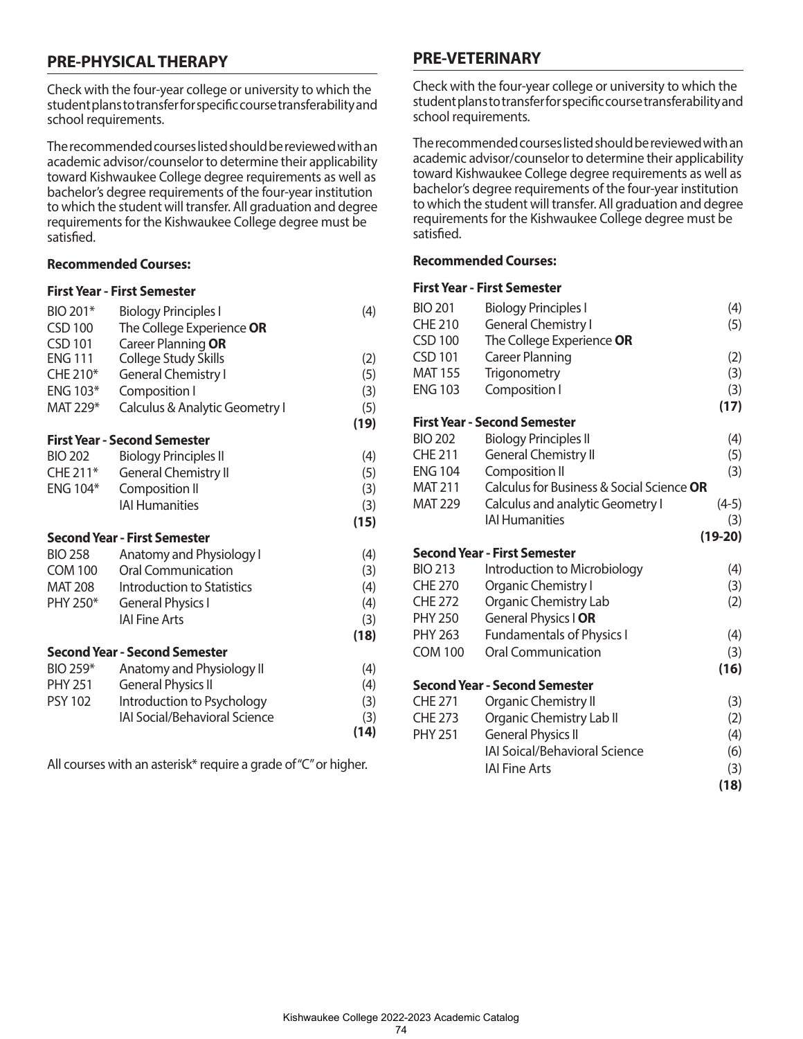## PRE-PHYSICAL THERAPY

Check with the four-year college or university to which the student plans to transfer for specific course transferability and school requirements.

The recommended courses listed should be reviewed with an academic advisor/counselor to determine their applicability toward Kishwaukee College degree requirements as well as bachelor's degree requirements of the four-year institution to which the student will transfer. All graduation and degree requirements for the Kishwaukee College degree must be satisfied.

**Recommended Courses:**

**First Year - First Semester**

| | | |
|---|---|---|
| BIO 201* | Biology Principles I | (4) |
| CSD 100 | The College Experience **OR** | |
| CSD 101 | Career Planning **OR** | |
| ENG 111 | College Study Skills | (2) |
| CHE 210* | General Chemistry I | (5) |
| ENG 103* | Composition I | (3) |
| MAT 229* | Calculus & Analytic Geometry I | (5) |
| | | **(19)** |

**First Year - Second Semester**

| | | |
|---|---|---|
| BIO 202 | Biology Principles II | (4) |
| CHE 211* | General Chemistry II | (5) |
| ENG 104* | Composition II | (3) |
| | IAI Humanities | (3) |
| | | **(15)** |

**Second Year - First Semester**

| | | |
|---|---|---|
| BIO 258 | Anatomy and Physiology I | (4) |
| COM 100 | Oral Communication | (3) |
| MAT 208 | Introduction to Statistics | (4) |
| PHY 250* | General Physics I | (4) |
| | IAI Fine Arts | (3) |
| | | **(18)** |

**Second Year - Second Semester**

| | | |
|---|---|---|
| BIO 259* | Anatomy and Physiology II | (4) |
| PHY 251 | General Physics II | (4) |
| PSY 102 | Introduction to Psychology | (3) |
| | IAI Social/Behavioral Science | (3) |
| | | **(14)** |

All courses with an asterisk* require a grade of "C" or higher.

## PRE-VETERINARY

Check with the four-year college or university to which the student plans to transfer for specific course transferability and school requirements.

The recommended courses listed should be reviewed with an academic advisor/counselor to determine their applicability toward Kishwaukee College degree requirements as well as bachelor's degree requirements of the four-year institution to which the student will transfer. All graduation and degree requirements for the Kishwaukee College degree must be satisfied.

**Recommended Courses:**

**First Year - First Semester**

| | | |
|---|---|---|
| BIO 201 | Biology Principles I | (4) |
| CHE 210 | General Chemistry I | (5) |
| CSD 100 | The College Experience **OR** | |
| CSD 101 | Career Planning | (2) |
| MAT 155 | Trigonometry | (3) |
| ENG 103 | Composition I | (3) |
| | | **(17)** |

**First Year - Second Semester**

| | | |
|---|---|---|
| BIO 202 | Biology Principles II | (4) |
| CHE 211 | General Chemistry II | (5) |
| ENG 104 | Composition II | (3) |
| MAT 211 | Calculus for Business & Social Science **OR** | |
| MAT 229 | Calculus and analytic Geometry I | (4-5) |
| | IAI Humanities | (3) |
| | | **(19-20)** |

**Second Year - First Semester**

| | | |
|---|---|---|
| BIO 213 | Introduction to Microbiology | (4) |
| CHE 270 | Organic Chemistry I | (3) |
| CHE 272 | Organic Chemistry Lab | (2) |
| PHY 250 | General Physics I **OR** | |
| PHY 263 | Fundamentals of Physics I | (4) |
| COM 100 | Oral Communication | (3) |
| | | **(16)** |

**Second Year - Second Semester**

| | | |
|---|---|---|
| CHE 271 | Organic Chemistry II | (3) |
| CHE 273 | Organic Chemistry Lab II | (2) |
| PHY 251 | General Physics II | (4) |
| | IAI Soical/Behavioral Science | (6) |
| | IAI Fine Arts | (3) |
| | | **(18)** |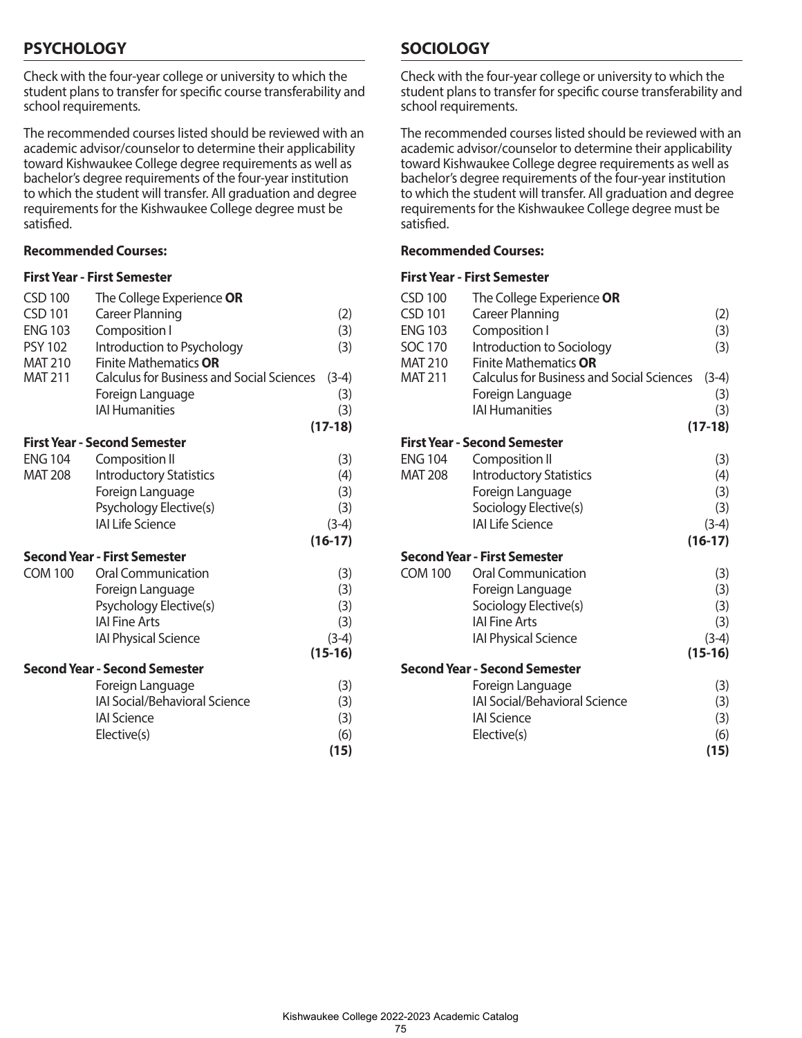## PSYCHOLOGY

Check with the four-year college or university to which the student plans to transfer for specific course transferability and school requirements.

The recommended courses listed should be reviewed with an academic advisor/counselor to determine their applicability toward Kishwaukee College degree requirements as well as bachelor's degree requirements of the four-year institution to which the student will transfer. All graduation and degree requirements for the Kishwaukee College degree must be satisfied.

**Recommended Courses:**

**First Year - First Semester**

| | | |
|---|---|---|
| CSD 100 | The College Experience **OR** | |
| CSD 101 | Career Planning | (2) |
| ENG 103 | Composition I | (3) |
| PSY 102 | Introduction to Psychology | (3) |
| MAT 210 | Finite Mathematics **OR** | |
| MAT 211 | Calculus for Business and Social Sciences | (3-4) |
| | Foreign Language | (3) |
| | IAI Humanities | (3) |
| | | **(17-18)** |

**First Year - Second Semester**

| | | |
|---|---|---|
| ENG 104 | Composition II | (3) |
| MAT 208 | Introductory Statistics | (4) |
| | Foreign Language | (3) |
| | Psychology Elective(s) | (3) |
| | IAI Life Science | (3-4) |
| | | **(16-17)** |

**Second Year - First Semester**

| | | |
|---|---|---|
| COM 100 | Oral Communication | (3) |
| | Foreign Language | (3) |
| | Psychology Elective(s) | (3) |
| | IAI Fine Arts | (3) |
| | IAI Physical Science | (3-4) |
| | | **(15-16)** |

**Second Year - Second Semester**

| | | |
|---|---|---|
| | Foreign Language | (3) |
| | IAI Social/Behavioral Science | (3) |
| | IAI Science | (3) |
| | Elective(s) | (6) |
| | | **(15)** |

## SOCIOLOGY

Check with the four-year college or university to which the student plans to transfer for specific course transferability and school requirements.

The recommended courses listed should be reviewed with an academic advisor/counselor to determine their applicability toward Kishwaukee College degree requirements as well as bachelor's degree requirements of the four-year institution to which the student will transfer. All graduation and degree requirements for the Kishwaukee College degree must be satisfied.

**Recommended Courses:**

**First Year - First Semester**

| | | |
|---|---|---|
| CSD 100 | The College Experience **OR** | |
| CSD 101 | Career Planning | (2) |
| ENG 103 | Composition I | (3) |
| SOC 170 | Introduction to Sociology | (3) |
| MAT 210 | Finite Mathematics **OR** | |
| MAT 211 | Calculus for Business and Social Sciences | (3-4) |
| | Foreign Language | (3) |
| | IAI Humanities | (3) |
| | | **(17-18)** |

**First Year - Second Semester**

| | | |
|---|---|---|
| ENG 104 | Composition II | (3) |
| MAT 208 | Introductory Statistics | (4) |
| | Foreign Language | (3) |
| | Sociology Elective(s) | (3) |
| | IAI Life Science | (3-4) |
| | | **(16-17)** |

**Second Year - First Semester**

| | | |
|---|---|---|
| COM 100 | Oral Communication | (3) |
| | Foreign Language | (3) |
| | Sociology Elective(s) | (3) |
| | IAI Fine Arts | (3) |
| | IAI Physical Science | (3-4) |
| | | **(15-16)** |

**Second Year - Second Semester**

| | | |
|---|---|---|
| | Foreign Language | (3) |
| | IAI Social/Behavioral Science | (3) |
| | IAI Science | (3) |
| | Elective(s) | (6) |
| | | **(15)** |